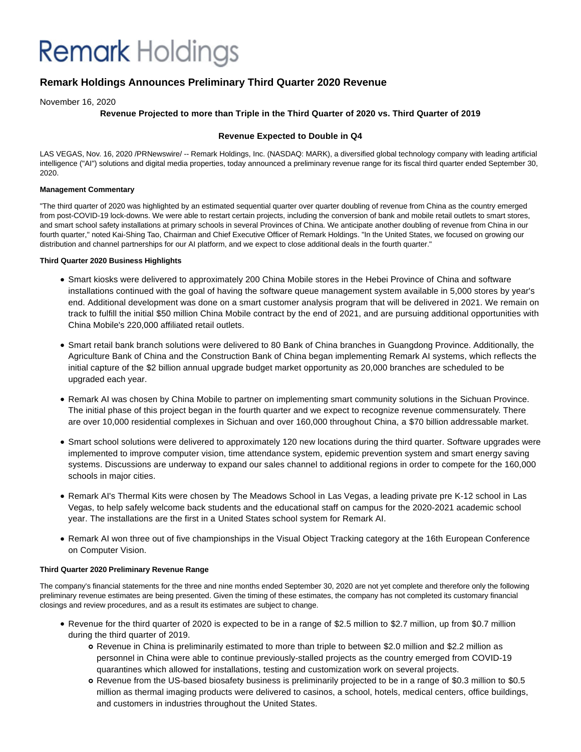# Remark Holdings

## Remark Holdings Announces Preliminary Third Quarter 2020 Revenue

November 16, 2020

**Revenue Projected to more than Triple in the Third Quarter of 2020 vs. Third Quarter of 2019**

**Revenue Expected to Double in Q4**

LAS VEGAS, Nov. 16, 2020 /PRNewswire/ -- Remark Holdings, Inc. (NASDAQ: MARK), a diversified global technology company with leading artificial intelligence ("AI") solutions and digital media properties, today announced a preliminary revenue range for its fiscal third quarter ended September 30, 2020.

**Management Commentary**

"The third quarter of 2020 was highlighted by an estimated sequential quarter over quarter doubling of revenue from China as the country emerged from post-COVID-19 lock-downs. We were able to restart certain projects, including the conversion of bank and mobile retail outlets to smart stores, and smart school safety installations at primary schools in several Provinces of China. We anticipate another doubling of revenue from China in our fourth quarter," noted Kai-Shing Tao, Chairman and Chief Executive Officer of Remark Holdings. "In the United States, we focused on growing our distribution and channel partnerships for our AI platform, and we expect to close additional deals in the fourth quarter."

**Third Quarter 2020 Business Highlights**

- Smart kiosks were delivered to approximately 200 China Mobile stores in the Hebei Province of China and software installations continued with the goal of having the software queue management system available in 5,000 stores by year's end. Additional development was done on a smart customer analysis program that will be delivered in 2021. We remain on track to fulfill the initial $50 million China Mobile contract by the end of 2021, and are pursuing additional opportunities with China Mobile's 220,000 affiliated retail outlets.
- Smart retail bank branch solutions were delivered to 80 Bank of China branches in Guangdong Province. Additionally, the Agriculture Bank of China and the Construction Bank of China began implementing Remark AI systems, which reflects the initial capture of the $2 billion annual upgrade budget market opportunity as 20,000 branches are scheduled to be upgraded each year.
- Remark AI was chosen by China Mobile to partner on implementing smart community solutions in the Sichuan Province. The initial phase of this project began in the fourth quarter and we expect to recognize revenue commensurately. There are over 10,000 residential complexes in Sichuan and over 160,000 throughout China, a $70 billion addressable market.
- Smart school solutions were delivered to approximately 120 new locations during the third quarter. Software upgrades were implemented to improve computer vision, time attendance system, epidemic prevention system and smart energy saving systems. Discussions are underway to expand our sales channel to additional regions in order to compete for the 160,000 schools in major cities.
- Remark AI's Thermal Kits were chosen by The Meadows School in Las Vegas, a leading private pre K-12 school in Las Vegas, to help safely welcome back students and the educational staff on campus for the 2020-2021 academic school year. The installations are the first in a United States school system for Remark AI.
- Remark AI won three out of five championships in the Visual Object Tracking category at the 16th European Conference on Computer Vision.

**Third Quarter 2020 Preliminary Revenue Range**

The company's financial statements for the three and nine months ended September 30, 2020 are not yet complete and therefore only the following preliminary revenue estimates are being presented. Given the timing of these estimates, the company has not completed its customary financial closings and review procedures, and as a result its estimates are subject to change.

- Revenue for the third quarter of 2020 is expected to be in a range of $2.5 million to $2.7 million, up from $0.7 million during the third quarter of 2019.
  - Revenue in China is preliminarily estimated to more than triple to between $2.0 million and $2.2 million as personnel in China were able to continue previously-stalled projects as the country emerged from COVID-19 quarantines which allowed for installations, testing and customization work on several projects.
  - Revenue from the US-based biosafety business is preliminarily projected to be in a range of $0.3 million to $0.5 million as thermal imaging products were delivered to casinos, a school, hotels, medical centers, office buildings, and customers in industries throughout the United States.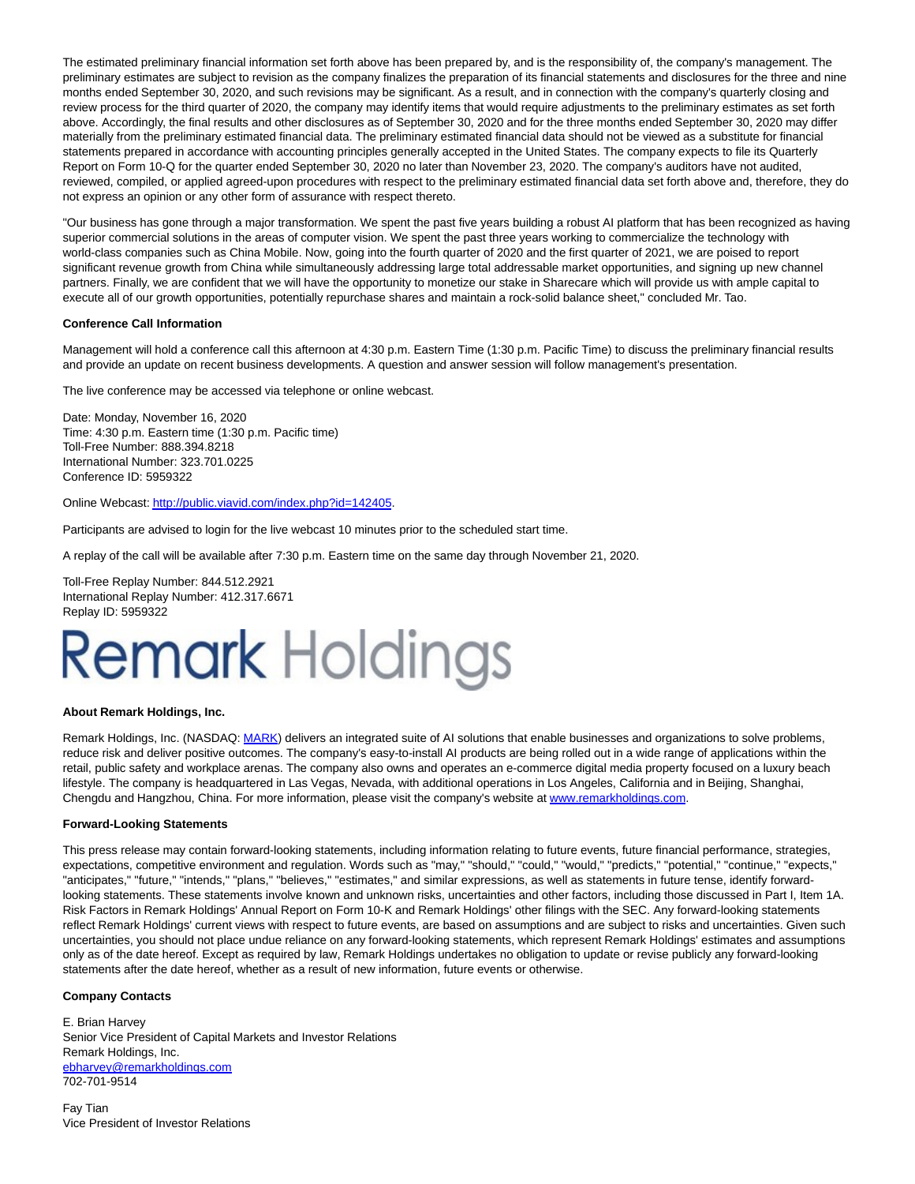The estimated preliminary financial information set forth above has been prepared by, and is the responsibility of, the company's management. The preliminary estimates are subject to revision as the company finalizes the preparation of its financial statements and disclosures for the three and nine months ended September 30, 2020, and such revisions may be significant. As a result, and in connection with the company's quarterly closing and review process for the third quarter of 2020, the company may identify items that would require adjustments to the preliminary estimates as set forth above. Accordingly, the final results and other disclosures as of September 30, 2020 and for the three months ended September 30, 2020 may differ materially from the preliminary estimated financial data. The preliminary estimated financial data should not be viewed as a substitute for financial statements prepared in accordance with accounting principles generally accepted in the United States. The company expects to file its Quarterly Report on Form 10-Q for the quarter ended September 30, 2020 no later than November 23, 2020. The company's auditors have not audited, reviewed, compiled, or applied agreed-upon procedures with respect to the preliminary estimated financial data set forth above and, therefore, they do not express an opinion or any other form of assurance with respect thereto.

"Our business has gone through a major transformation. We spent the past five years building a robust AI platform that has been recognized as having superior commercial solutions in the areas of computer vision. We spent the past three years working to commercialize the technology with world-class companies such as China Mobile. Now, going into the fourth quarter of 2020 and the first quarter of 2021, we are poised to report significant revenue growth from China while simultaneously addressing large total addressable market opportunities, and signing up new channel partners. Finally, we are confident that we will have the opportunity to monetize our stake in Sharecare which will provide us with ample capital to execute all of our growth opportunities, potentially repurchase shares and maintain a rock-solid balance sheet," concluded Mr. Tao.

**Conference Call Information**

Management will hold a conference call this afternoon at 4:30 p.m. Eastern Time (1:30 p.m. Pacific Time) to discuss the preliminary financial results and provide an update on recent business developments. A question and answer session will follow management's presentation.

The live conference may be accessed via telephone or online webcast.

Date: Monday, November 16, 2020
Time: 4:30 p.m. Eastern time (1:30 p.m. Pacific time)
Toll-Free Number: 888.394.8218
International Number: 323.701.0225
Conference ID: 5959322

Online Webcast: http://public.viavid.com/index.php?id=142405.

Participants are advised to login for the live webcast 10 minutes prior to the scheduled start time.

A replay of the call will be available after 7:30 p.m. Eastern time on the same day through November 21, 2020.

Toll-Free Replay Number: 844.512.2921
International Replay Number: 412.317.6671
Replay ID: 5959322

Remark Holdings

**About Remark Holdings, Inc.**

Remark Holdings, Inc. (NASDAQ: MARK) delivers an integrated suite of AI solutions that enable businesses and organizations to solve problems, reduce risk and deliver positive outcomes. The company's easy-to-install AI products are being rolled out in a wide range of applications within the retail, public safety and workplace arenas. The company also owns and operates an e-commerce digital media property focused on a luxury beach lifestyle. The company is headquartered in Las Vegas, Nevada, with additional operations in Los Angeles, California and in Beijing, Shanghai, Chengdu and Hangzhou, China. For more information, please visit the company's website at www.remarkholdings.com.

**Forward-Looking Statements**

This press release may contain forward-looking statements, including information relating to future events, future financial performance, strategies, expectations, competitive environment and regulation. Words such as "may," "should," "could," "would," "predicts," "potential," "continue," "expects," "anticipates," "future," "intends," "plans," "believes," "estimates," and similar expressions, as well as statements in future tense, identify forward-looking statements. These statements involve known and unknown risks, uncertainties and other factors, including those discussed in Part I, Item 1A. Risk Factors in Remark Holdings' Annual Report on Form 10-K and Remark Holdings' other filings with the SEC. Any forward-looking statements reflect Remark Holdings' current views with respect to future events, are based on assumptions and are subject to risks and uncertainties. Given such uncertainties, you should not place undue reliance on any forward-looking statements, which represent Remark Holdings' estimates and assumptions only as of the date hereof. Except as required by law, Remark Holdings undertakes no obligation to update or revise publicly any forward-looking statements after the date hereof, whether as a result of new information, future events or otherwise.

**Company Contacts**

E. Brian Harvey
Senior Vice President of Capital Markets and Investor Relations
Remark Holdings, Inc.
ebharvey@remarkholdings.com
702-701-9514

Fay Tian
Vice President of Investor Relations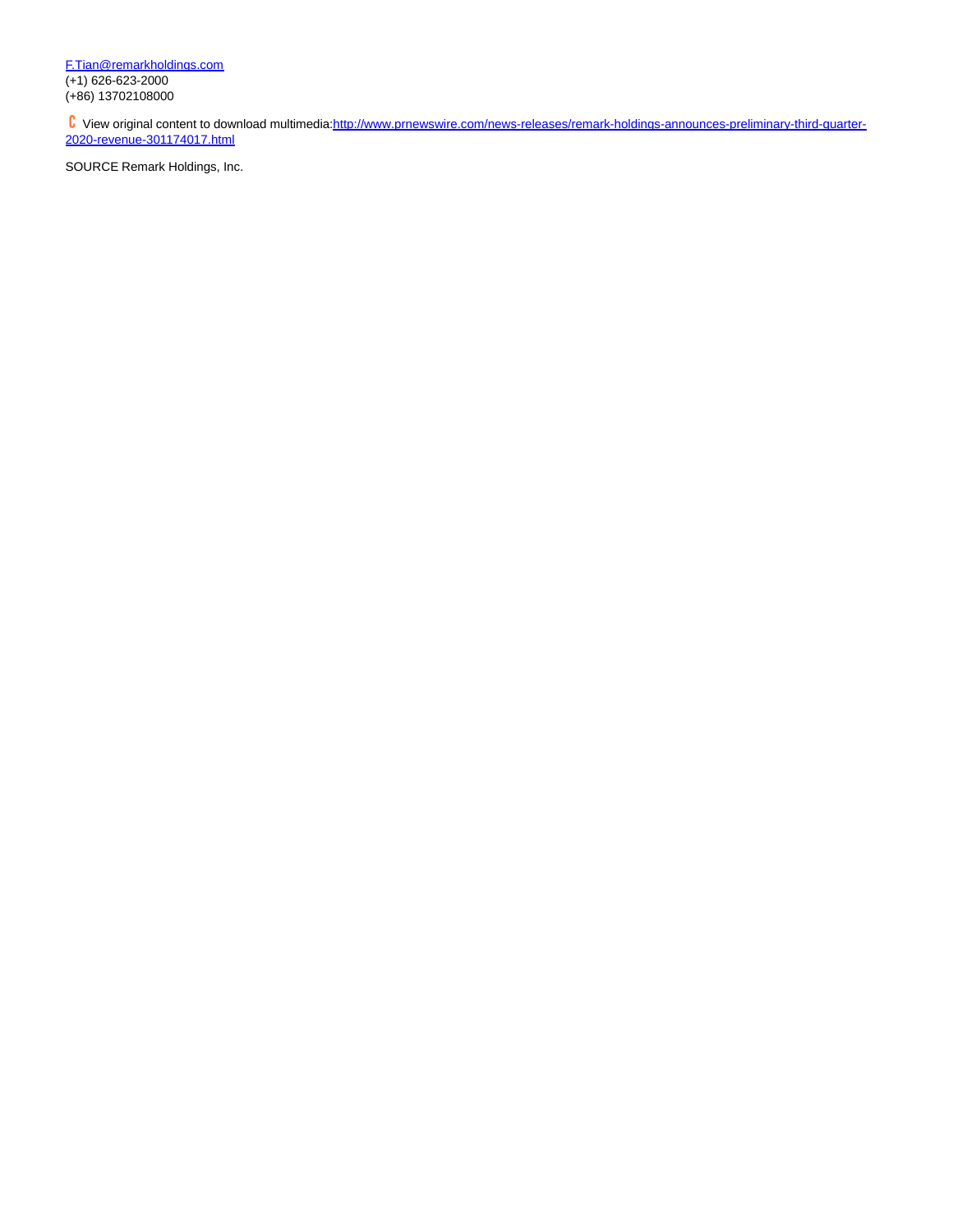F.Tian@remarkholdings.com
(+1) 626-623-2000
(+86) 13702108000

View original content to download multimedia:http://www.prnewswire.com/news-releases/remark-holdings-announces-preliminary-third-quarter-2020-revenue-301174017.html

SOURCE Remark Holdings, Inc.